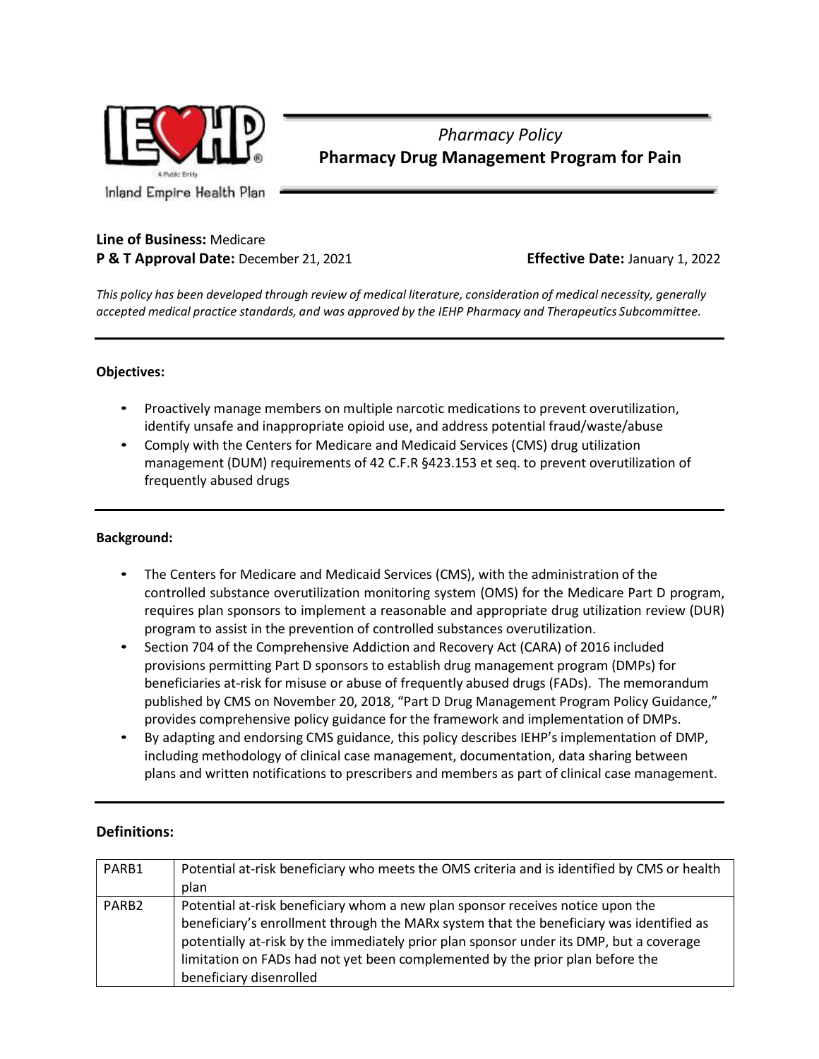Inland Empire Health Plan

*Pharmacy Policy*

# Pharmacy Drug Management Program for Pain

**Line of Business:** Medicare

**P & T Approval Date:** December 21, 2021 **Effective Date:** January 1, 2022

*This policy has been developed through review of medical literature, consideration of medical necessity, generally accepted medical practice standards, and was approved by the IEHP Pharmacy and Therapeutics Subcommittee.*

**Objectives:**

- Proactively manage members on multiple narcotic medications to prevent overutilization, identify unsafe and inappropriate opioid use, and address potential fraud/waste/abuse
- Comply with the Centers for Medicare and Medicaid Services (CMS) drug utilization management (DUM) requirements of 42 C.F.R §423.153 et seq. to prevent overutilization of frequently abused drugs

**Background:**

- The Centers for Medicare and Medicaid Services (CMS), with the administration of the controlled substance overutilization monitoring system (OMS) for the Medicare Part D program, requires plan sponsors to implement a reasonable and appropriate drug utilization review (DUR) program to assist in the prevention of controlled substances overutilization.
- Section 704 of the Comprehensive Addiction and Recovery Act (CARA) of 2016 included provisions permitting Part D sponsors to establish drug management program (DMPs) for beneficiaries at-risk for misuse or abuse of frequently abused drugs (FADs). The memorandum published by CMS on November 20, 2018, "Part D Drug Management Program Policy Guidance," provides comprehensive policy guidance for the framework and implementation of DMPs.
- By adapting and endorsing CMS guidance, this policy describes IEHP's implementation of DMP, including methodology of clinical case management, documentation, data sharing between plans and written notifications to prescribers and members as part of clinical case management.

## Definitions:

| | |
|---|---|
| PARB1 | Potential at-risk beneficiary who meets the OMS criteria and is identified by CMS or health plan |
| PARB2 | Potential at-risk beneficiary whom a new plan sponsor receives notice upon the beneficiary's enrollment through the MARx system that the beneficiary was identified as potentially at-risk by the immediately prior plan sponsor under its DMP, but a coverage limitation on FADs had not yet been complemented by the prior plan before the beneficiary disenrolled |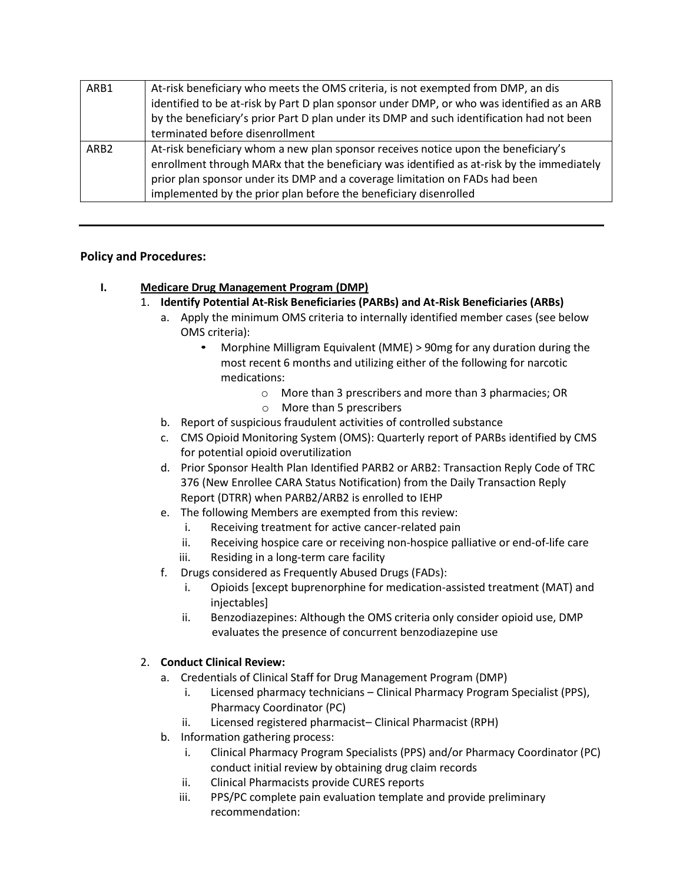| ARB1 | At-risk beneficiary who meets the OMS criteria, is not exempted from DMP, an dis identified to be at-risk by Part D plan sponsor under DMP, or who was identified as an ARB by the beneficiary's prior Part D plan under its DMP and such identification had not been terminated before disenrollment |
|---|---|
| ARB2 | At-risk beneficiary whom a new plan sponsor receives notice upon the beneficiary's enrollment through MARx that the beneficiary was identified as at-risk by the immediately prior plan sponsor under its DMP and a coverage limitation on FADs had been implemented by the prior plan before the beneficiary disenrolled |

---

**Policy and Procedures:**

**I. <u>Medicare Drug Management Program (DMP)</u>**

1. **Identify Potential At-Risk Beneficiaries (PARBs) and At-Risk Beneficiaries (ARBs)**
   a. Apply the minimum OMS criteria to internally identified member cases (see below OMS criteria):
      - Morphine Milligram Equivalent (MME) > 90mg for any duration during the most recent 6 months and utilizing either of the following for narcotic medications:
        - More than 3 prescribers and more than 3 pharmacies; OR
        - More than 5 prescribers

   b. Report of suspicious fraudulent activities of controlled substance

   c. CMS Opioid Monitoring System (OMS): Quarterly report of PARBs identified by CMS for potential opioid overutilization

   d. Prior Sponsor Health Plan Identified PARB2 or ARB2: Transaction Reply Code of TRC 376 (New Enrollee CARA Status Notification) from the Daily Transaction Reply Report (DTRR) when PARB2/ARB2 is enrolled to IEHP

   e. The following Members are exempted from this review:
      i. Receiving treatment for active cancer-related pain
      ii. Receiving hospice care or receiving non-hospice palliative or end-of-life care
      iii. Residing in a long-term care facility

   f. Drugs considered as Frequently Abused Drugs (FADs):
      i. Opioids [except buprenorphine for medication-assisted treatment (MAT) and injectables]
      ii. Benzodiazepines: Although the OMS criteria only consider opioid use, DMP evaluates the presence of concurrent benzodiazepine use

2. **Conduct Clinical Review:**
   a. Credentials of Clinical Staff for Drug Management Program (DMP)
      i. Licensed pharmacy technicians – Clinical Pharmacy Program Specialist (PPS), Pharmacy Coordinator (PC)
      ii. Licensed registered pharmacist– Clinical Pharmacist (RPH)

   b. Information gathering process:
      i. Clinical Pharmacy Program Specialists (PPS) and/or Pharmacy Coordinator (PC) conduct initial review by obtaining drug claim records
      ii. Clinical Pharmacists provide CURES reports
      iii. PPS/PC complete pain evaluation template and provide preliminary recommendation: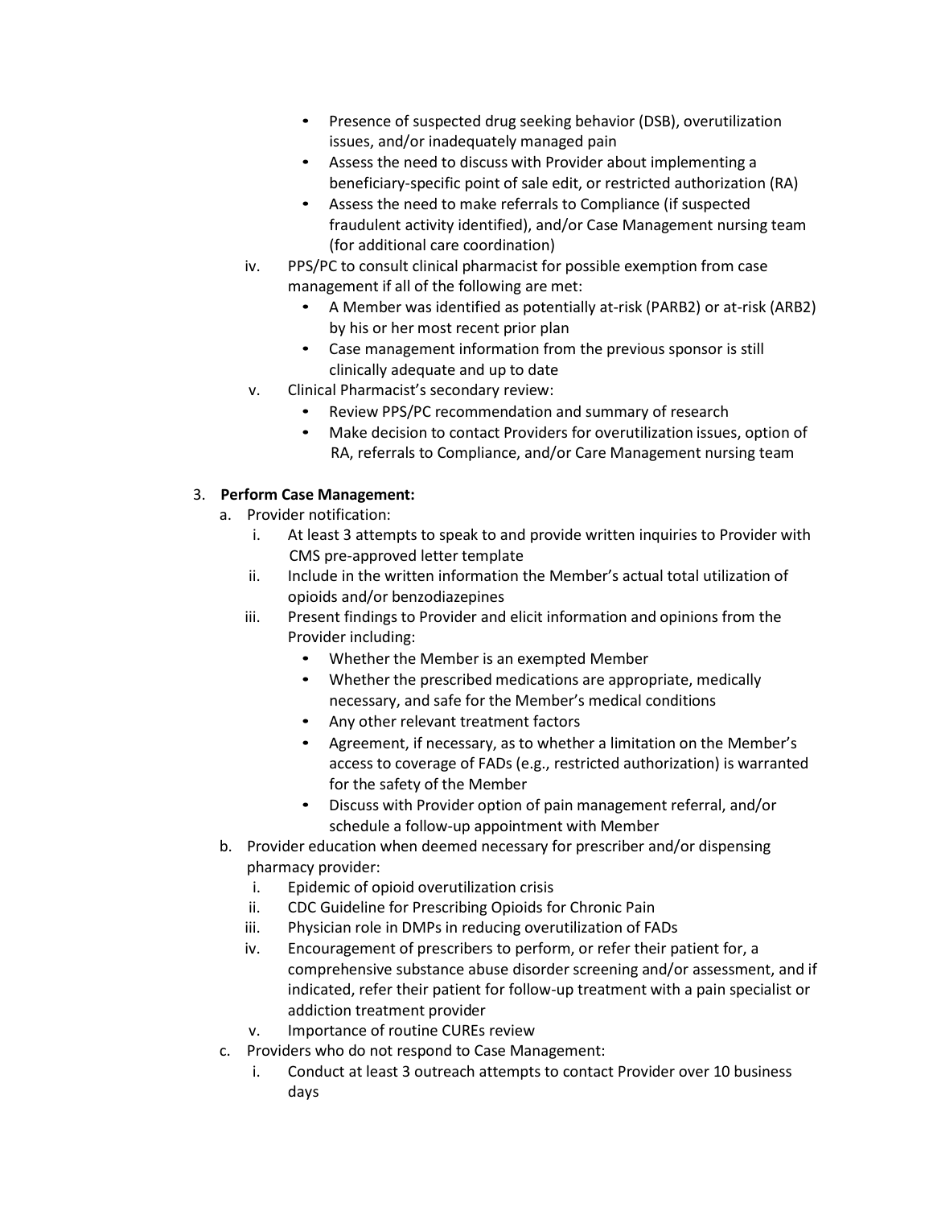- Presence of suspected drug seeking behavior (DSB), overutilization issues, and/or inadequately managed pain
- Assess the need to discuss with Provider about implementing a beneficiary-specific point of sale edit, or restricted authorization (RA)
- Assess the need to make referrals to Compliance (if suspected fraudulent activity identified), and/or Case Management nursing team (for additional care coordination)

iv. PPS/PC to consult clinical pharmacist for possible exemption from case management if all of the following are met:
- A Member was identified as potentially at-risk (PARB2) or at-risk (ARB2) by his or her most recent prior plan
- Case management information from the previous sponsor is still clinically adequate and up to date

v. Clinical Pharmacist's secondary review:
- Review PPS/PC recommendation and summary of research
- Make decision to contact Providers for overutilization issues, option of RA, referrals to Compliance, and/or Care Management nursing team

3. **Perform Case Management:**
   a. Provider notification:
      i. At least 3 attempts to speak to and provide written inquiries to Provider with CMS pre-approved letter template
      ii. Include in the written information the Member's actual total utilization of opioids and/or benzodiazepines
      iii. Present findings to Provider and elicit information and opinions from the Provider including:
         - Whether the Member is an exempted Member
         - Whether the prescribed medications are appropriate, medically necessary, and safe for the Member's medical conditions
         - Any other relevant treatment factors
         - Agreement, if necessary, as to whether a limitation on the Member's access to coverage of FADs (e.g., restricted authorization) is warranted for the safety of the Member
         - Discuss with Provider option of pain management referral, and/or schedule a follow-up appointment with Member
   b. Provider education when deemed necessary for prescriber and/or dispensing pharmacy provider:
      i. Epidemic of opioid overutilization crisis
      ii. CDC Guideline for Prescribing Opioids for Chronic Pain
      iii. Physician role in DMPs in reducing overutilization of FADs
      iv. Encouragement of prescribers to perform, or refer their patient for, a comprehensive substance abuse disorder screening and/or assessment, and if indicated, refer their patient for follow-up treatment with a pain specialist or addiction treatment provider
      v. Importance of routine CUREs review
   c. Providers who do not respond to Case Management:
      i. Conduct at least 3 outreach attempts to contact Provider over 10 business days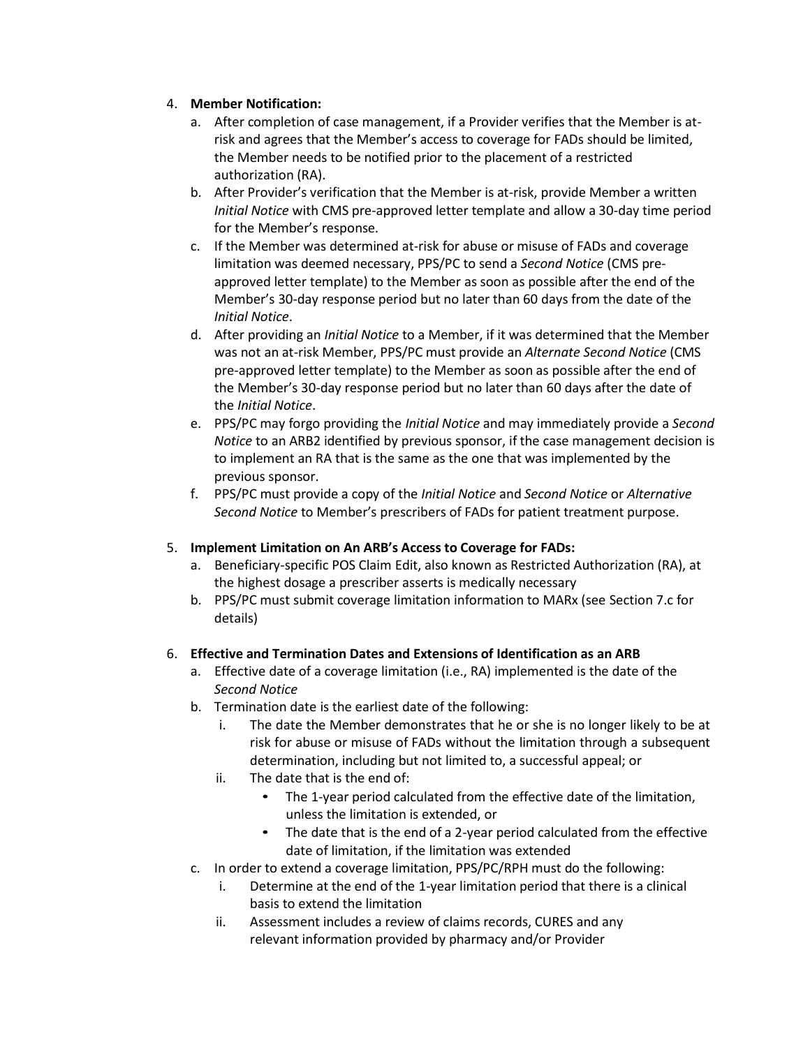4. **Member Notification:**
   a. After completion of case management, if a Provider verifies that the Member is at-risk and agrees that the Member's access to coverage for FADs should be limited, the Member needs to be notified prior to the placement of a restricted authorization (RA).
   b. After Provider's verification that the Member is at-risk, provide Member a written *Initial Notice* with CMS pre-approved letter template and allow a 30-day time period for the Member's response.
   c. If the Member was determined at-risk for abuse or misuse of FADs and coverage limitation was deemed necessary, PPS/PC to send a *Second Notice* (CMS pre-approved letter template) to the Member as soon as possible after the end of the Member's 30-day response period but no later than 60 days from the date of the *Initial Notice*.
   d. After providing an *Initial Notice* to a Member, if it was determined that the Member was not an at-risk Member, PPS/PC must provide an *Alternate Second Notice* (CMS pre-approved letter template) to the Member as soon as possible after the end of the Member's 30-day response period but no later than 60 days after the date of the *Initial Notice*.
   e. PPS/PC may forgo providing the *Initial Notice* and may immediately provide a *Second Notice* to an ARB2 identified by previous sponsor, if the case management decision is to implement an RA that is the same as the one that was implemented by the previous sponsor.
   f. PPS/PC must provide a copy of the *Initial Notice* and *Second Notice* or *Alternative Second Notice* to Member's prescribers of FADs for patient treatment purpose.

5. **Implement Limitation on An ARB's Access to Coverage for FADs:**
   a. Beneficiary-specific POS Claim Edit, also known as Restricted Authorization (RA), at the highest dosage a prescriber asserts is medically necessary
   b. PPS/PC must submit coverage limitation information to MARx (see Section 7.c for details)

6. **Effective and Termination Dates and Extensions of Identification as an ARB**
   a. Effective date of a coverage limitation (i.e., RA) implemented is the date of the *Second Notice*
   b. Termination date is the earliest date of the following:
      i. The date the Member demonstrates that he or she is no longer likely to be at risk for abuse or misuse of FADs without the limitation through a subsequent determination, including but not limited to, a successful appeal; or
      ii. The date that is the end of:
         - The 1-year period calculated from the effective date of the limitation, unless the limitation is extended, or
         - The date that is the end of a 2-year period calculated from the effective date of limitation, if the limitation was extended
   c. In order to extend a coverage limitation, PPS/PC/RPH must do the following:
      i. Determine at the end of the 1-year limitation period that there is a clinical basis to extend the limitation
      ii. Assessment includes a review of claims records, CURES and any relevant information provided by pharmacy and/or Provider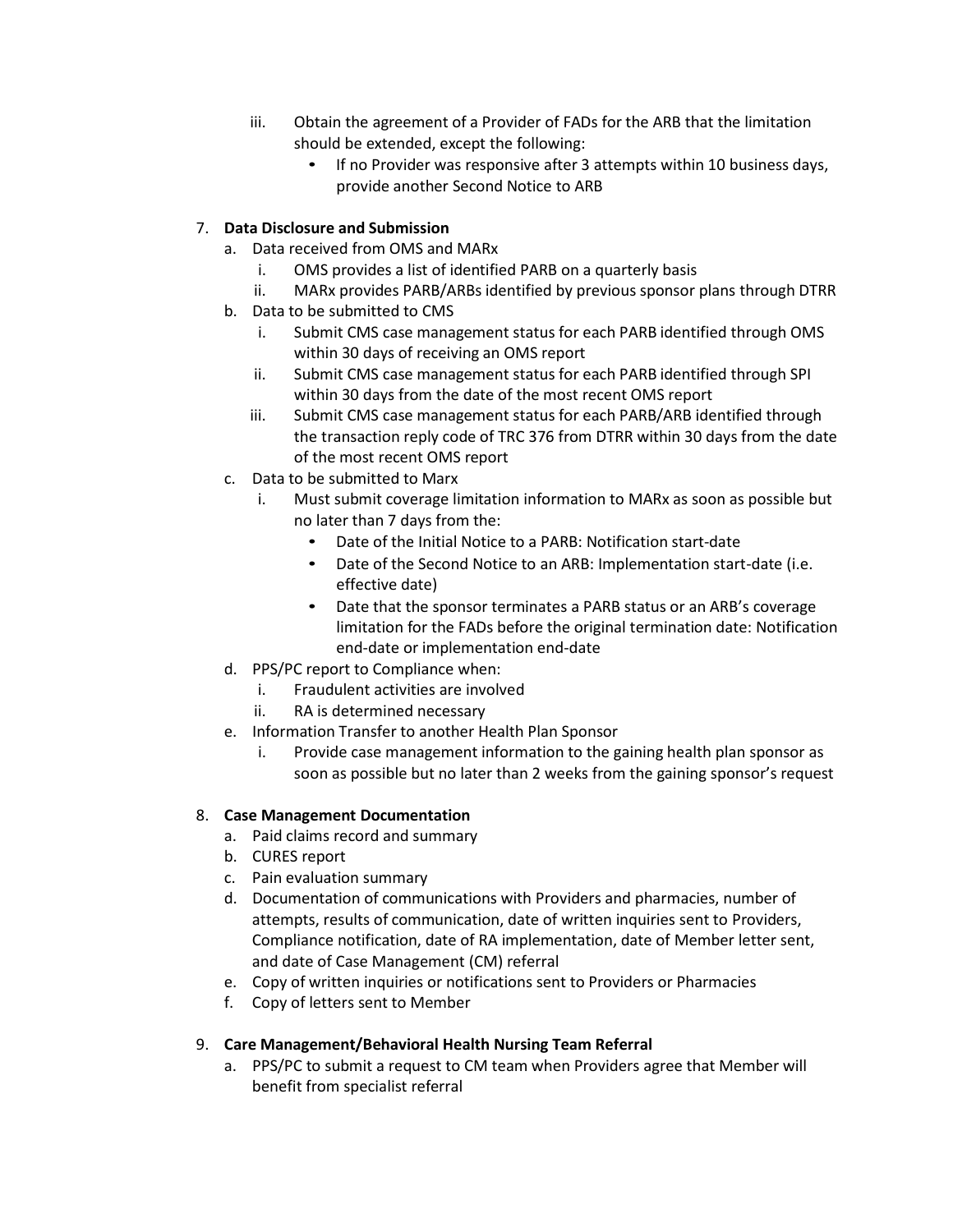iii. Obtain the agreement of a Provider of FADs for the ARB that the limitation should be extended, except the following:
      - If no Provider was responsive after 3 attempts within 10 business days, provide another Second Notice to ARB

7. **Data Disclosure and Submission**
   a. Data received from OMS and MARx
      i. OMS provides a list of identified PARB on a quarterly basis
      ii. MARx provides PARB/ARBs identified by previous sponsor plans through DTRR
   b. Data to be submitted to CMS
      i. Submit CMS case management status for each PARB identified through OMS within 30 days of receiving an OMS report
      ii. Submit CMS case management status for each PARB identified through SPI within 30 days from the date of the most recent OMS report
      iii. Submit CMS case management status for each PARB/ARB identified through the transaction reply code of TRC 376 from DTRR within 30 days from the date of the most recent OMS report
   c. Data to be submitted to Marx
      i. Must submit coverage limitation information to MARx as soon as possible but no later than 7 days from the:
         - Date of the Initial Notice to a PARB: Notification start-date
         - Date of the Second Notice to an ARB: Implementation start-date (i.e. effective date)
         - Date that the sponsor terminates a PARB status or an ARB's coverage limitation for the FADs before the original termination date: Notification end-date or implementation end-date
   d. PPS/PC report to Compliance when:
      i. Fraudulent activities are involved
      ii. RA is determined necessary
   e. Information Transfer to another Health Plan Sponsor
      i. Provide case management information to the gaining health plan sponsor as soon as possible but no later than 2 weeks from the gaining sponsor's request

8. **Case Management Documentation**
   a. Paid claims record and summary
   b. CURES report
   c. Pain evaluation summary
   d. Documentation of communications with Providers and pharmacies, number of attempts, results of communication, date of written inquiries sent to Providers, Compliance notification, date of RA implementation, date of Member letter sent, and date of Case Management (CM) referral
   e. Copy of written inquiries or notifications sent to Providers or Pharmacies
   f. Copy of letters sent to Member

9. **Care Management/Behavioral Health Nursing Team Referral**
   a. PPS/PC to submit a request to CM team when Providers agree that Member will benefit from specialist referral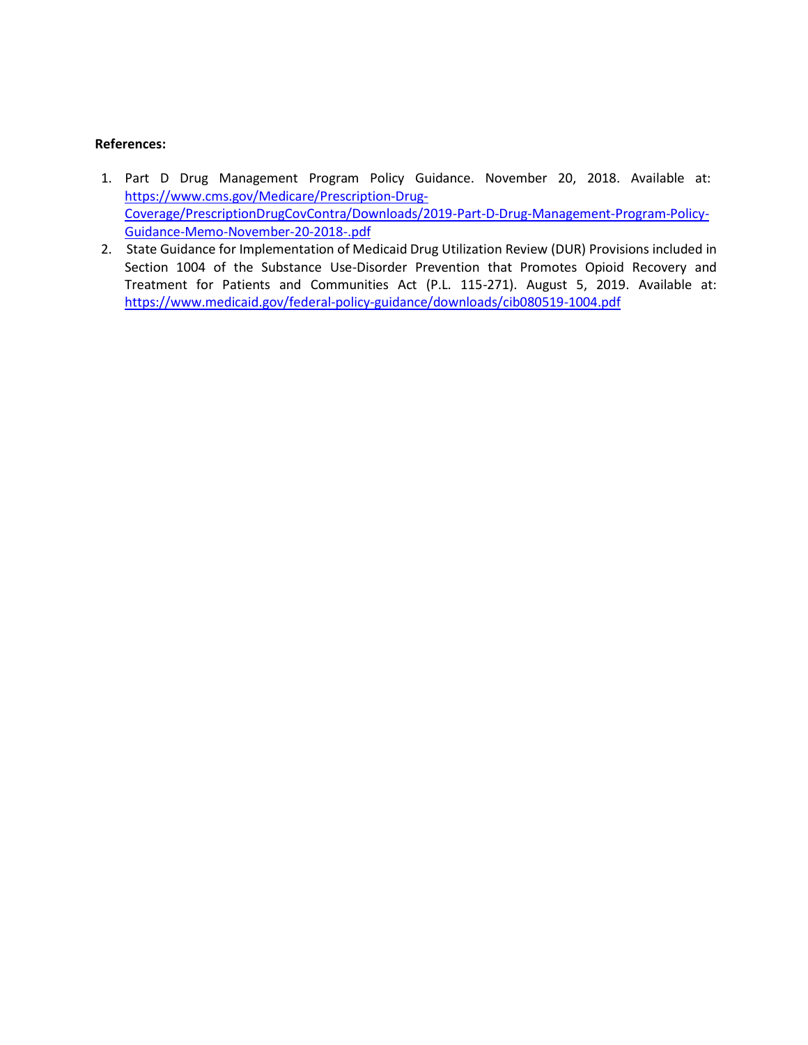**References:**

1. Part D Drug Management Program Policy Guidance. November 20, 2018. Available at: https://www.cms.gov/Medicare/Prescription-Drug-Coverage/PrescriptionDrugCovContra/Downloads/2019-Part-D-Drug-Management-Program-Policy-Guidance-Memo-November-20-2018-.pdf
2. State Guidance for Implementation of Medicaid Drug Utilization Review (DUR) Provisions included in Section 1004 of the Substance Use-Disorder Prevention that Promotes Opioid Recovery and Treatment for Patients and Communities Act (P.L. 115-271). August 5, 2019. Available at: https://www.medicaid.gov/federal-policy-guidance/downloads/cib080519-1004.pdf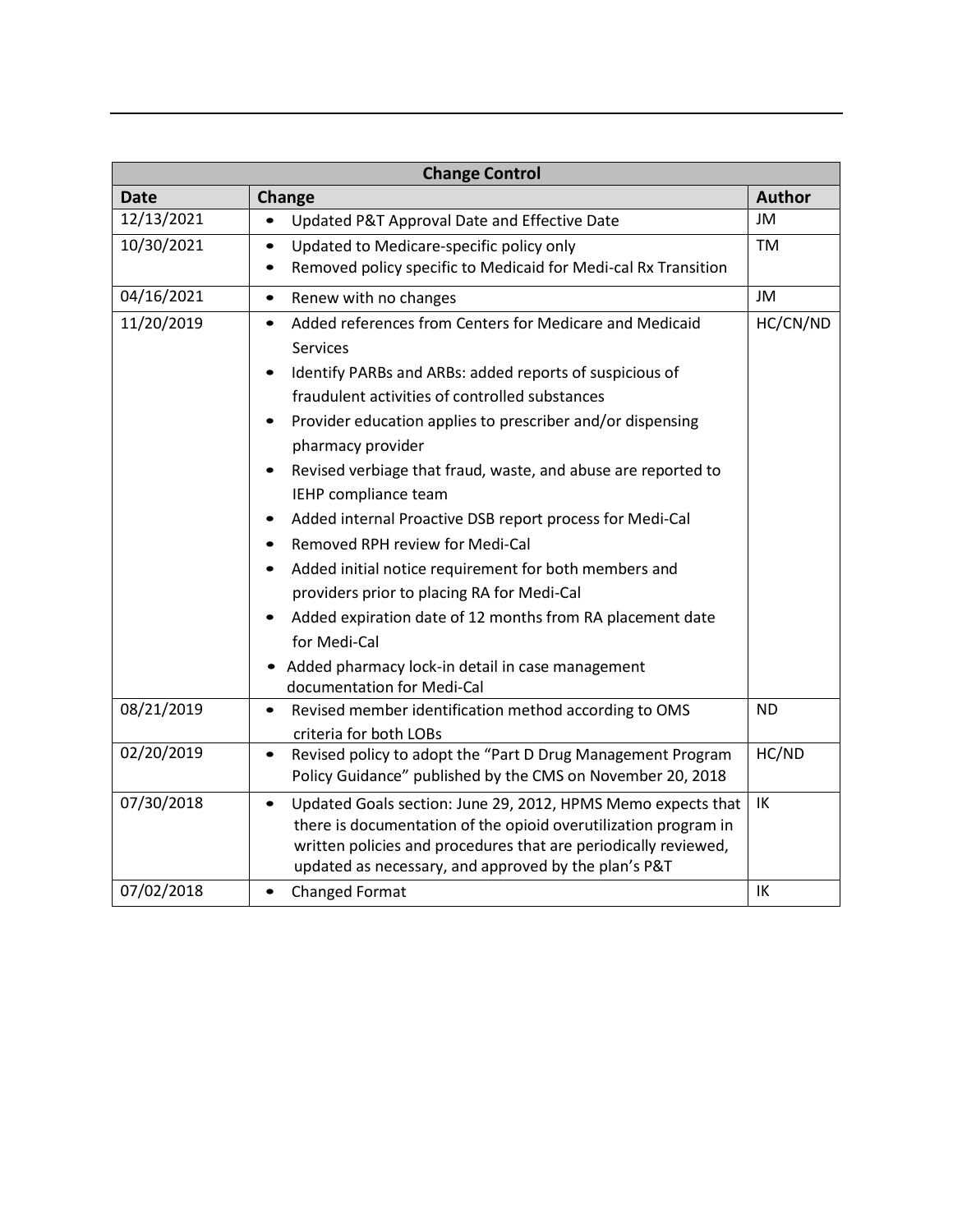| Change Control | | |
|---|---|---|
| **Date** | **Change** | **Author** |
| 12/13/2021 | • Updated P&T Approval Date and Effective Date | JM |
| 10/30/2021 | • Updated to Medicare-specific policy only<br>• Removed policy specific to Medicaid for Medi-cal Rx Transition | TM |
| 04/16/2021 | • Renew with no changes | JM |
| 11/20/2019 | • Added references from Centers for Medicare and Medicaid Services<br>• Identify PARBs and ARBs: added reports of suspicious of fraudulent activities of controlled substances<br>• Provider education applies to prescriber and/or dispensing pharmacy provider<br>• Revised verbiage that fraud, waste, and abuse are reported to IEHP compliance team<br>• Added internal Proactive DSB report process for Medi-Cal<br>• Removed RPH review for Medi-Cal<br>• Added initial notice requirement for both members and providers prior to placing RA for Medi-Cal<br>• Added expiration date of 12 months from RA placement date for Medi-Cal<br>• Added pharmacy lock-in detail in case management documentation for Medi-Cal | HC/CN/ND |
| 08/21/2019 | • Revised member identification method according to OMS criteria for both LOBs | ND |
| 02/20/2019 | • Revised policy to adopt the "Part D Drug Management Program Policy Guidance" published by the CMS on November 20, 2018 | HC/ND |
| 07/30/2018 | • Updated Goals section: June 29, 2012, HPMS Memo expects that there is documentation of the opioid overutilization program in written policies and procedures that are periodically reviewed, updated as necessary, and approved by the plan's P&T | IK |
| 07/02/2018 | • Changed Format | IK |